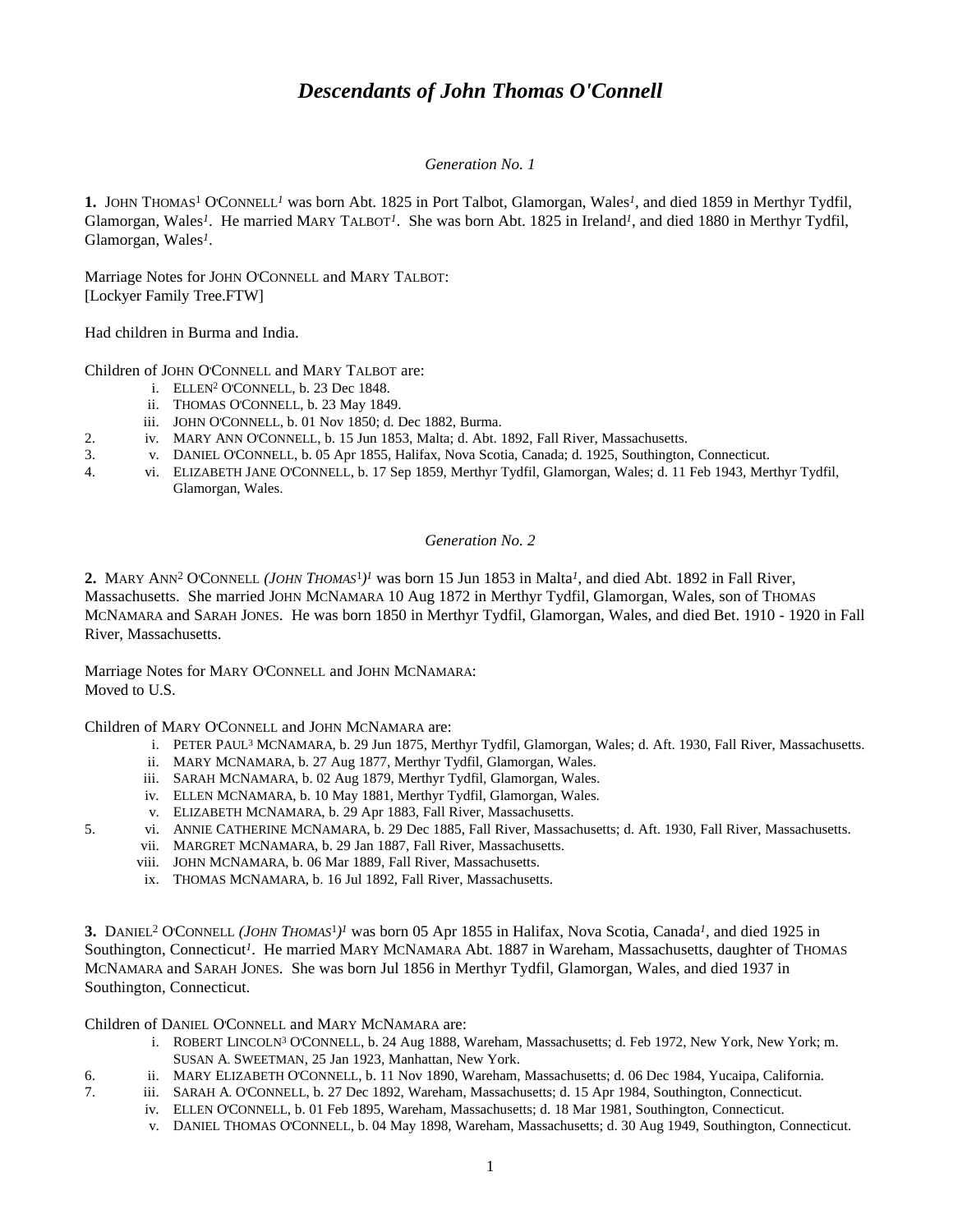# *Descendants of John Thomas O'Connell*

*Generation No. 1*

**1.** JOHN THOMAS[1] O'CONNELL*[1]* was born Abt. 1825 in Port Talbot, Glamorgan, Wales*[1]*, and died 1859 in Merthyr Tydfil, Glamorgan, Wales*[1]*. He married MARY TALBOT*[1]*. She was born Abt. 1825 in Ireland*[1]*, and died 1880 in Merthyr Tydfil, Glamorgan, Wales*[1]*.

Marriage Notes for JOHN O'CONNELL and MARY TALBOT:
[Lockyer Family Tree.FTW]

Had children in Burma and India.

Children of JOHN O'CONNELL and MARY TALBOT are:

- i. ELLEN[2] O'CONNELL, b. 23 Dec 1848.
- ii. THOMAS O'CONNELL, b. 23 May 1849.
- iii. JOHN O'CONNELL, b. 01 Nov 1850; d. Dec 1882, Burma.
- 2. iv. MARY ANN O'CONNELL, b. 15 Jun 1853, Malta; d. Abt. 1892, Fall River, Massachusetts.
- 3. v. DANIEL O'CONNELL, b. 05 Apr 1855, Halifax, Nova Scotia, Canada; d. 1925, Southington, Connecticut.
- 4. vi. ELIZABETH JANE O'CONNELL, b. 17 Sep 1859, Merthyr Tydfil, Glamorgan, Wales; d. 11 Feb 1943, Merthyr Tydfil, Glamorgan, Wales.

*Generation No. 2*

**2.** MARY ANN[2] O'CONNELL *(JOHN THOMAS[1])[1]* was born 15 Jun 1853 in Malta*[1]*, and died Abt. 1892 in Fall River, Massachusetts. She married JOHN MCNAMARA 10 Aug 1872 in Merthyr Tydfil, Glamorgan, Wales, son of THOMAS MCNAMARA and SARAH JONES. He was born 1850 in Merthyr Tydfil, Glamorgan, Wales, and died Bet. 1910 - 1920 in Fall River, Massachusetts.

Marriage Notes for MARY O'CONNELL and JOHN MCNAMARA:
Moved to U.S.

Children of MARY O'CONNELL and JOHN MCNAMARA are:

- i. PETER PAUL[3] MCNAMARA, b. 29 Jun 1875, Merthyr Tydfil, Glamorgan, Wales; d. Aft. 1930, Fall River, Massachusetts.
- ii. MARY MCNAMARA, b. 27 Aug 1877, Merthyr Tydfil, Glamorgan, Wales.
- iii. SARAH MCNAMARA, b. 02 Aug 1879, Merthyr Tydfil, Glamorgan, Wales.
- iv. ELLEN MCNAMARA, b. 10 May 1881, Merthyr Tydfil, Glamorgan, Wales.
- v. ELIZABETH MCNAMARA, b. 29 Apr 1883, Fall River, Massachusetts.
- 5. vi. ANNIE CATHERINE MCNAMARA, b. 29 Dec 1885, Fall River, Massachusetts; d. Aft. 1930, Fall River, Massachusetts.
- vii. MARGRET MCNAMARA, b. 29 Jan 1887, Fall River, Massachusetts.
- viii. JOHN MCNAMARA, b. 06 Mar 1889, Fall River, Massachusetts.
- ix. THOMAS MCNAMARA, b. 16 Jul 1892, Fall River, Massachusetts.

**3.** DANIEL[2] O'CONNELL *(JOHN THOMAS[1])[1]* was born 05 Apr 1855 in Halifax, Nova Scotia, Canada*[1]*, and died 1925 in Southington, Connecticut*[1]*. He married MARY MCNAMARA Abt. 1887 in Wareham, Massachusetts, daughter of THOMAS MCNAMARA and SARAH JONES. She was born Jul 1856 in Merthyr Tydfil, Glamorgan, Wales, and died 1937 in Southington, Connecticut.

Children of DANIEL O'CONNELL and MARY MCNAMARA are:

- i. ROBERT LINCOLN[3] O'CONNELL, b. 24 Aug 1888, Wareham, Massachusetts; d. Feb 1972, New York, New York; m. SUSAN A. SWEETMAN, 25 Jan 1923, Manhattan, New York.
- 6. ii. MARY ELIZABETH O'CONNELL, b. 11 Nov 1890, Wareham, Massachusetts; d. 06 Dec 1984, Yucaipa, California.
- 7. iii. SARAH A. O'CONNELL, b. 27 Dec 1892, Wareham, Massachusetts; d. 15 Apr 1984, Southington, Connecticut.
- iv. ELLEN O'CONNELL, b. 01 Feb 1895, Wareham, Massachusetts; d. 18 Mar 1981, Southington, Connecticut.
- v. DANIEL THOMAS O'CONNELL, b. 04 May 1898, Wareham, Massachusetts; d. 30 Aug 1949, Southington, Connecticut.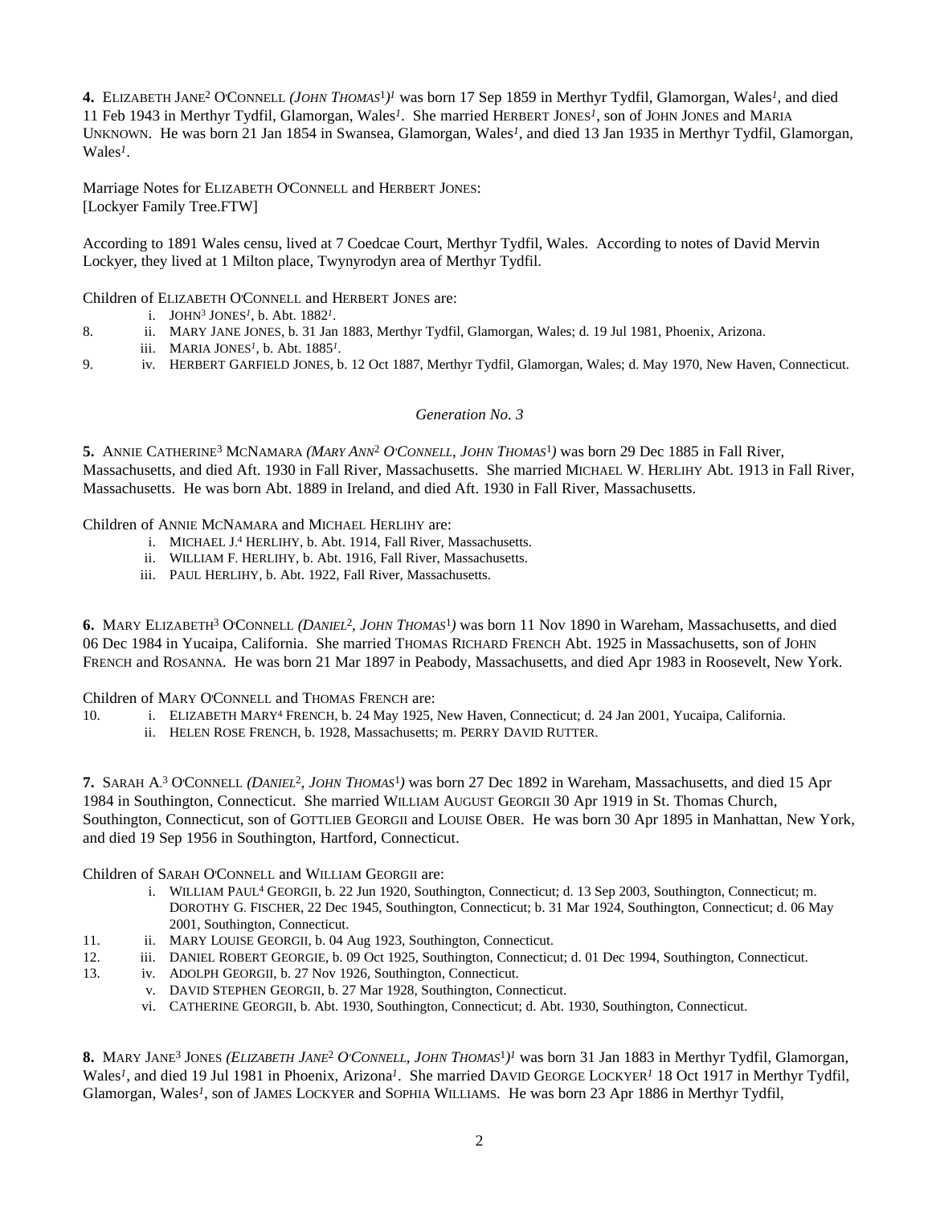**4.** Elizabeth Jane[2] O'Connell *(John Thomas[1])[1]* was born 17 Sep 1859 in Merthyr Tydfil, Glamorgan, Wales[1], and died 11 Feb 1943 in Merthyr Tydfil, Glamorgan, Wales[1]. She married Herbert Jones[1], son of John Jones and Maria Unknown. He was born 21 Jan 1854 in Swansea, Glamorgan, Wales[1], and died 13 Jan 1935 in Merthyr Tydfil, Glamorgan, Wales[1].

Marriage Notes for Elizabeth O'Connell and Herbert Jones:
[Lockyer Family Tree.FTW]

According to 1891 Wales censu, lived at 7 Coedcae Court, Merthyr Tydfil, Wales. According to notes of David Mervin Lockyer, they lived at 1 Milton place, Twynyrodyn area of Merthyr Tydfil.

Children of Elizabeth O'Connell and Herbert Jones are:

- i. John[3] Jones[1], b. Abt. 1882[1].
- 8. ii. Mary Jane Jones, b. 31 Jan 1883, Merthyr Tydfil, Glamorgan, Wales; d. 19 Jul 1981, Phoenix, Arizona.
- iii. Maria Jones[1], b. Abt. 1885[1].
- 9. iv. Herbert Garfield Jones, b. 12 Oct 1887, Merthyr Tydfil, Glamorgan, Wales; d. May 1970, New Haven, Connecticut.

### *Generation No. 3*

**5.** Annie Catherine[3] McNamara *(Mary Ann[2] O'Connell, John Thomas[1])* was born 29 Dec 1885 in Fall River, Massachusetts, and died Aft. 1930 in Fall River, Massachusetts. She married Michael W. Herlihy Abt. 1913 in Fall River, Massachusetts. He was born Abt. 1889 in Ireland, and died Aft. 1930 in Fall River, Massachusetts.

Children of Annie McNamara and Michael Herlihy are:

- i. Michael J.[4] Herlihy, b. Abt. 1914, Fall River, Massachusetts.
- ii. William F. Herlihy, b. Abt. 1916, Fall River, Massachusetts.
- iii. Paul Herlihy, b. Abt. 1922, Fall River, Massachusetts.

**6.** Mary Elizabeth[3] O'Connell *(Daniel[2], John Thomas[1])* was born 11 Nov 1890 in Wareham, Massachusetts, and died 06 Dec 1984 in Yucaipa, California. She married Thomas Richard French Abt. 1925 in Massachusetts, son of John French and Rosanna. He was born 21 Mar 1897 in Peabody, Massachusetts, and died Apr 1983 in Roosevelt, New York.

Children of Mary O'Connell and Thomas French are:

- 10. i. Elizabeth Mary[4] French, b. 24 May 1925, New Haven, Connecticut; d. 24 Jan 2001, Yucaipa, California.
- ii. Helen Rose French, b. 1928, Massachusetts; m. Perry David Rutter.

**7.** Sarah A.[3] O'Connell *(Daniel[2], John Thomas[1])* was born 27 Dec 1892 in Wareham, Massachusetts, and died 15 Apr 1984 in Southington, Connecticut. She married William August Georgii 30 Apr 1919 in St. Thomas Church, Southington, Connecticut, son of Gottlieb Georgii and Louise Ober. He was born 30 Apr 1895 in Manhattan, New York, and died 19 Sep 1956 in Southington, Hartford, Connecticut.

Children of Sarah O'Connell and William Georgii are:

- i. William Paul[4] Georgii, b. 22 Jun 1920, Southington, Connecticut; d. 13 Sep 2003, Southington, Connecticut; m. Dorothy G. Fischer, 22 Dec 1945, Southington, Connecticut; b. 31 Mar 1924, Southington, Connecticut; d. 06 May 2001, Southington, Connecticut.
- 11. ii. Mary Louise Georgii, b. 04 Aug 1923, Southington, Connecticut.
- 12. iii. Daniel Robert Georgie, b. 09 Oct 1925, Southington, Connecticut; d. 01 Dec 1994, Southington, Connecticut.
- 13. iv. Adolph Georgii, b. 27 Nov 1926, Southington, Connecticut.
- v. David Stephen Georgii, b. 27 Mar 1928, Southington, Connecticut.
- vi. Catherine Georgii, b. Abt. 1930, Southington, Connecticut; d. Abt. 1930, Southington, Connecticut.

**8.** Mary Jane[3] Jones *(Elizabeth Jane[2] O'Connell, John Thomas[1])[1]* was born 31 Jan 1883 in Merthyr Tydfil, Glamorgan, Wales[1], and died 19 Jul 1981 in Phoenix, Arizona[1]. She married David George Lockyer[1] 18 Oct 1917 in Merthyr Tydfil, Glamorgan, Wales[1], son of James Lockyer and Sophia Williams. He was born 23 Apr 1886 in Merthyr Tydfil,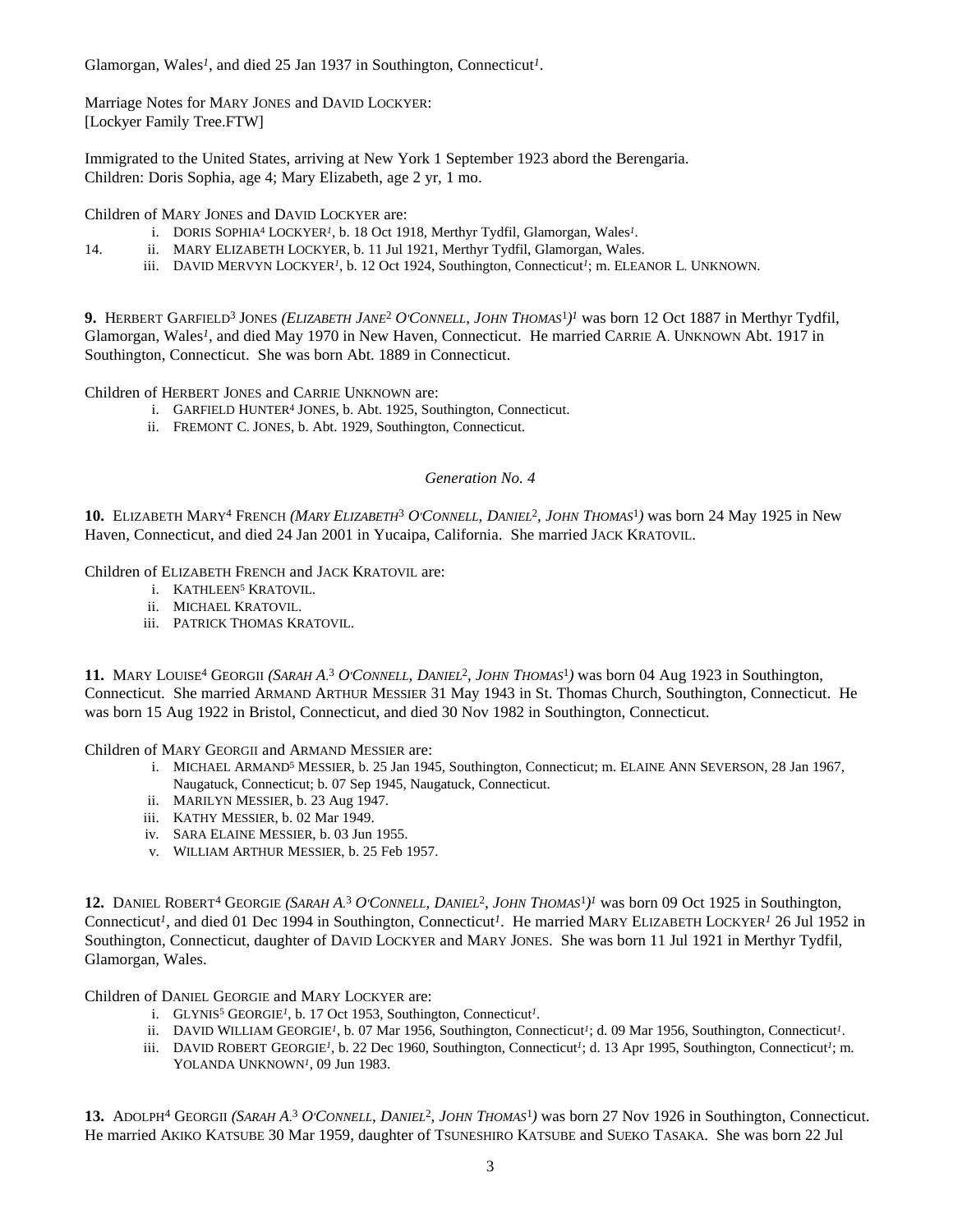Glamorgan, Wales[1], and died 25 Jan 1937 in Southington, Connecticut[1].

Marriage Notes for MARY JONES and DAVID LOCKYER:
[Lockyer Family Tree.FTW]

Immigrated to the United States, arriving at New York 1 September 1923 abord the Berengaria.
Children: Doris Sophia, age 4; Mary Elizabeth, age 2 yr, 1 mo.

Children of MARY JONES and DAVID LOCKYER are:

- i. DORIS SOPHIA[4] LOCKYER[1], b. 18 Oct 1918, Merthyr Tydfil, Glamorgan, Wales[1].
- 14. ii. MARY ELIZABETH LOCKYER, b. 11 Jul 1921, Merthyr Tydfil, Glamorgan, Wales.
- iii. DAVID MERVYN LOCKYER[1], b. 12 Oct 1924, Southington, Connecticut[1]; m. ELEANOR L. UNKNOWN.

**9.** HERBERT GARFIELD[3] JONES *(ELIZABETH JANE[2] O'CONNELL, JOHN THOMAS[1])[1]* was born 12 Oct 1887 in Merthyr Tydfil, Glamorgan, Wales[1], and died May 1970 in New Haven, Connecticut. He married CARRIE A. UNKNOWN Abt. 1917 in Southington, Connecticut. She was born Abt. 1889 in Connecticut.

Children of HERBERT JONES and CARRIE UNKNOWN are:

- i. GARFIELD HUNTER[4] JONES, b. Abt. 1925, Southington, Connecticut.
- ii. FREMONT C. JONES, b. Abt. 1929, Southington, Connecticut.

*Generation No. 4*

**10.** ELIZABETH MARY[4] FRENCH *(MARY ELIZABETH[3] O'CONNELL, DANIEL[2], JOHN THOMAS[1])* was born 24 May 1925 in New Haven, Connecticut, and died 24 Jan 2001 in Yucaipa, California. She married JACK KRATOVIL.

Children of ELIZABETH FRENCH and JACK KRATOVIL are:

- i. KATHLEEN[5] KRATOVIL.
- ii. MICHAEL KRATOVIL.
- iii. PATRICK THOMAS KRATOVIL.

**11.** MARY LOUISE[4] GEORGII *(SARAH A.[3] O'CONNELL, DANIEL[2], JOHN THOMAS[1])* was born 04 Aug 1923 in Southington, Connecticut. She married ARMAND ARTHUR MESSIER 31 May 1943 in St. Thomas Church, Southington, Connecticut. He was born 15 Aug 1922 in Bristol, Connecticut, and died 30 Nov 1982 in Southington, Connecticut.

Children of MARY GEORGII and ARMAND MESSIER are:

- i. MICHAEL ARMAND[5] MESSIER, b. 25 Jan 1945, Southington, Connecticut; m. ELAINE ANN SEVERSON, 28 Jan 1967, Naugatuck, Connecticut; b. 07 Sep 1945, Naugatuck, Connecticut.
- ii. MARILYN MESSIER, b. 23 Aug 1947.
- iii. KATHY MESSIER, b. 02 Mar 1949.
- iv. SARA ELAINE MESSIER, b. 03 Jun 1955.
- v. WILLIAM ARTHUR MESSIER, b. 25 Feb 1957.

**12.** DANIEL ROBERT[4] GEORGIE *(SARAH A.[3] O'CONNELL, DANIEL[2], JOHN THOMAS[1])[1]* was born 09 Oct 1925 in Southington, Connecticut[1], and died 01 Dec 1994 in Southington, Connecticut[1]. He married MARY ELIZABETH LOCKYER[1] 26 Jul 1952 in Southington, Connecticut, daughter of DAVID LOCKYER and MARY JONES. She was born 11 Jul 1921 in Merthyr Tydfil, Glamorgan, Wales.

Children of DANIEL GEORGIE and MARY LOCKYER are:

- i. GLYNIS[5] GEORGIE[1], b. 17 Oct 1953, Southington, Connecticut[1].
- ii. DAVID WILLIAM GEORGIE[1], b. 07 Mar 1956, Southington, Connecticut[1]; d. 09 Mar 1956, Southington, Connecticut[1].
- iii. DAVID ROBERT GEORGIE[1], b. 22 Dec 1960, Southington, Connecticut[1]; d. 13 Apr 1995, Southington, Connecticut[1]; m. YOLANDA UNKNOWN[1], 09 Jun 1983.

**13.** ADOLPH[4] GEORGII *(SARAH A.[3] O'CONNELL, DANIEL[2], JOHN THOMAS[1])* was born 27 Nov 1926 in Southington, Connecticut. He married AKIKO KATSUBE 30 Mar 1959, daughter of TSUNESHIRO KATSUBE and SUEKO TASAKA. She was born 22 Jul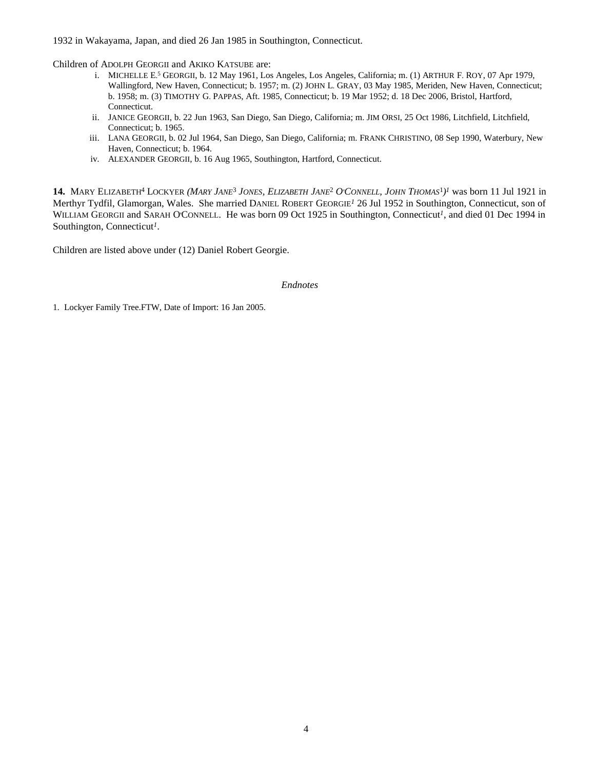1932 in Wakayama, Japan, and died 26 Jan 1985 in Southington, Connecticut.

Children of ADOLPH GEORGII and AKIKO KATSUBE are:

i. MICHELLE E.[5] GEORGII, b. 12 May 1961, Los Angeles, Los Angeles, California; m. (1) ARTHUR F. ROY, 07 Apr 1979, Wallingford, New Haven, Connecticut; b. 1957; m. (2) JOHN L. GRAY, 03 May 1985, Meriden, New Haven, Connecticut; b. 1958; m. (3) TIMOTHY G. PAPPAS, Aft. 1985, Connecticut; b. 19 Mar 1952; d. 18 Dec 2006, Bristol, Hartford, Connecticut.

ii. JANICE GEORGII, b. 22 Jun 1963, San Diego, San Diego, California; m. JIM ORSI, 25 Oct 1986, Litchfield, Litchfield, Connecticut; b. 1965.

iii. LANA GEORGII, b. 02 Jul 1964, San Diego, San Diego, California; m. FRANK CHRISTINO, 08 Sep 1990, Waterbury, New Haven, Connecticut; b. 1964.

iv. ALEXANDER GEORGII, b. 16 Aug 1965, Southington, Hartford, Connecticut.

**14.** MARY ELIZABETH[4] LOCKYER *(MARY JANE[3] JONES, ELIZABETH JANE[2] O'CONNELL, JOHN THOMAS[1])[1]* was born 11 Jul 1921 in Merthyr Tydfil, Glamorgan, Wales. She married DANIEL ROBERT GEORGIE[1] 26 Jul 1952 in Southington, Connecticut, son of WILLIAM GEORGII and SARAH O'CONNELL. He was born 09 Oct 1925 in Southington, Connecticut[1], and died 01 Dec 1994 in Southington, Connecticut[1].

Children are listed above under (12) Daniel Robert Georgie.

*Endnotes*

1. Lockyer Family Tree.FTW, Date of Import: 16 Jan 2005.